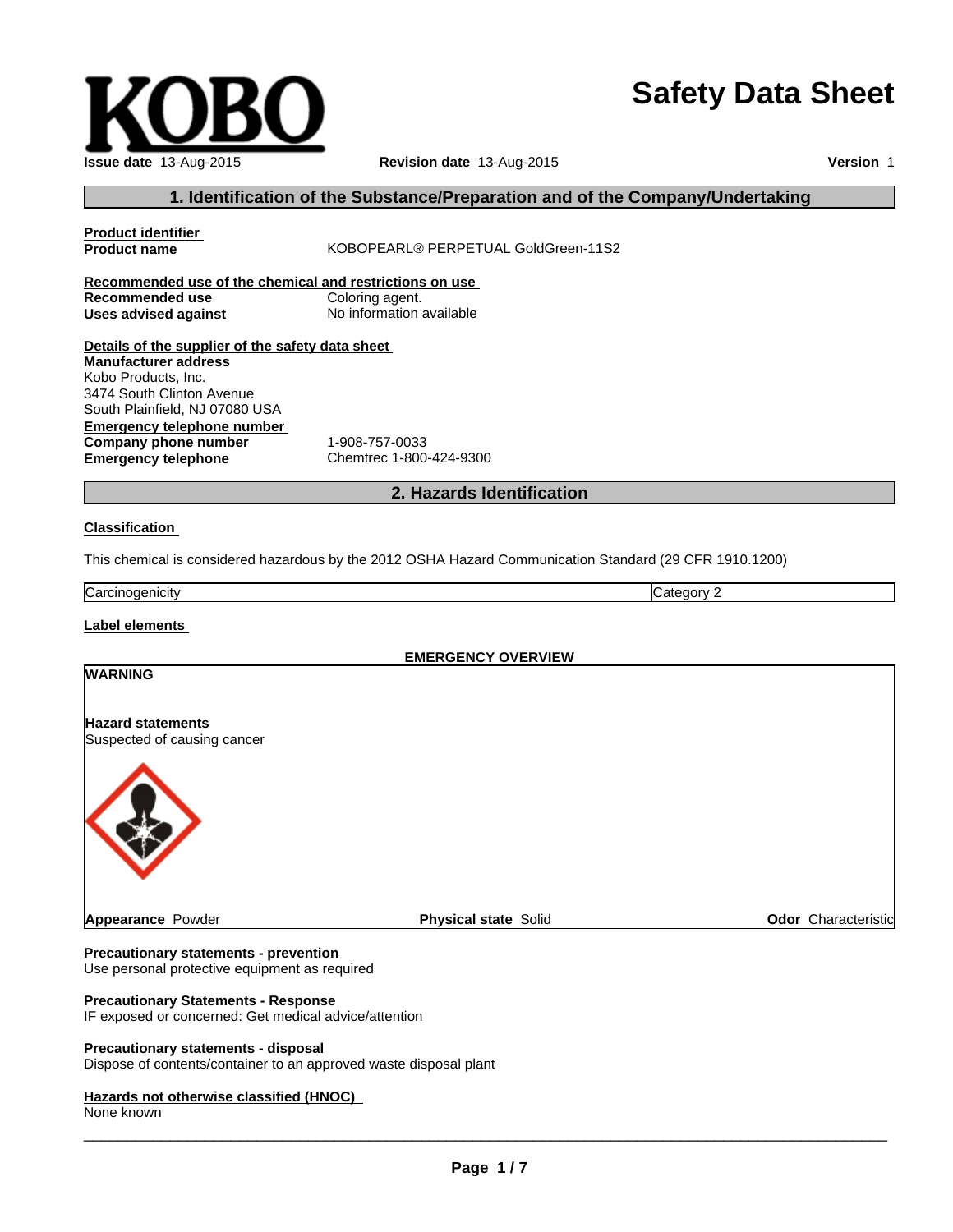# Safety Data Sheet

**Issue date** 13-Aug-2015 **Revision date** 13-Aug-2015 **Version** 1

## 1. Identification of the Substance/Preparation and of the Company/Undertaking

**Product identifier**

**Product name** KOBOPEARL® PERPETUAL GoldGreen-11S2

**Recommended use of the chemical and restrictions on use**

**Recommended use** Coloring agent.
**Uses advised against** No information available

**Details of the supplier of the safety data sheet**

**Manufacturer address**
Kobo Products, Inc.
3474 South Clinton Avenue
South Plainfield, NJ 07080 USA

**Emergency telephone number**

**Company phone number** 1-908-757-0033
**Emergency telephone** Chemtrec 1-800-424-9300

## 2. Hazards Identification

**Classification**

This chemical is considered hazardous by the 2012 OSHA Hazard Communication Standard (29 CFR 1910.1200)

| Carcinogenicity | Category 2 |
|---|---|

**Label elements**

**EMERGENCY OVERVIEW**

**WARNING**

**Hazard statements**
Suspected of causing cancer

**Appearance** Powder **Physical state** Solid **Odor** Characteristic

**Precautionary statements - prevention**
Use personal protective equipment as required

**Precautionary Statements - Response**
IF exposed or concerned: Get medical advice/attention

**Precautionary statements - disposal**
Dispose of contents/container to an approved waste disposal plant

**Hazards not otherwise classified (HNOC)**
None known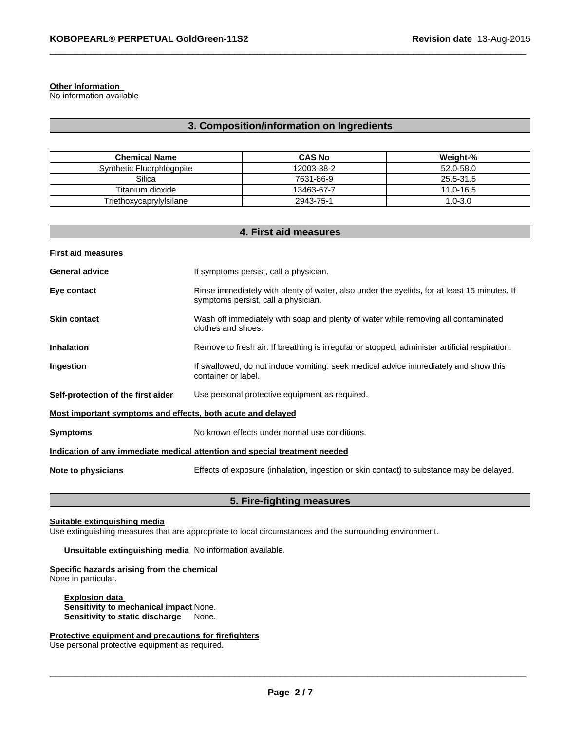**Other Information**
No information available

## 3. Composition/information on Ingredients

| Chemical Name | CAS No | Weight-% |
|---|---|---|
| Synthetic Fluorphlogopite | 12003-38-2 | 52.0-58.0 |
| Silica | 7631-86-9 | 25.5-31.5 |
| Titanium dioxide | 13463-67-7 | 11.0-16.5 |
| Triethoxycaprylylsilane | 2943-75-1 | 1.0-3.0 |

## 4. First aid measures

**First aid measures**

**General advice** If symptoms persist, call a physician.

**Eye contact** Rinse immediately with plenty of water, also under the eyelids, for at least 15 minutes. If symptoms persist, call a physician.

**Skin contact** Wash off immediately with soap and plenty of water while removing all contaminated clothes and shoes.

**Inhalation** Remove to fresh air. If breathing is irregular or stopped, administer artificial respiration.

**Ingestion** If swallowed, do not induce vomiting: seek medical advice immediately and show this container or label.

**Self-protection of the first aider** Use personal protective equipment as required.

**Most important symptoms and effects, both acute and delayed**

**Symptoms** No known effects under normal use conditions.

**Indication of any immediate medical attention and special treatment needed**

**Note to physicians** Effects of exposure (inhalation, ingestion or skin contact) to substance may be delayed.

## 5. Fire-fighting measures

**Suitable extinguishing media**
Use extinguishing measures that are appropriate to local circumstances and the surrounding environment.

**Unsuitable extinguishing media** No information available.

**Specific hazards arising from the chemical**
None in particular.

**Explosion data**
**Sensitivity to mechanical impact** None.
**Sensitivity to static discharge** None.

**Protective equipment and precautions for firefighters**
Use personal protective equipment as required.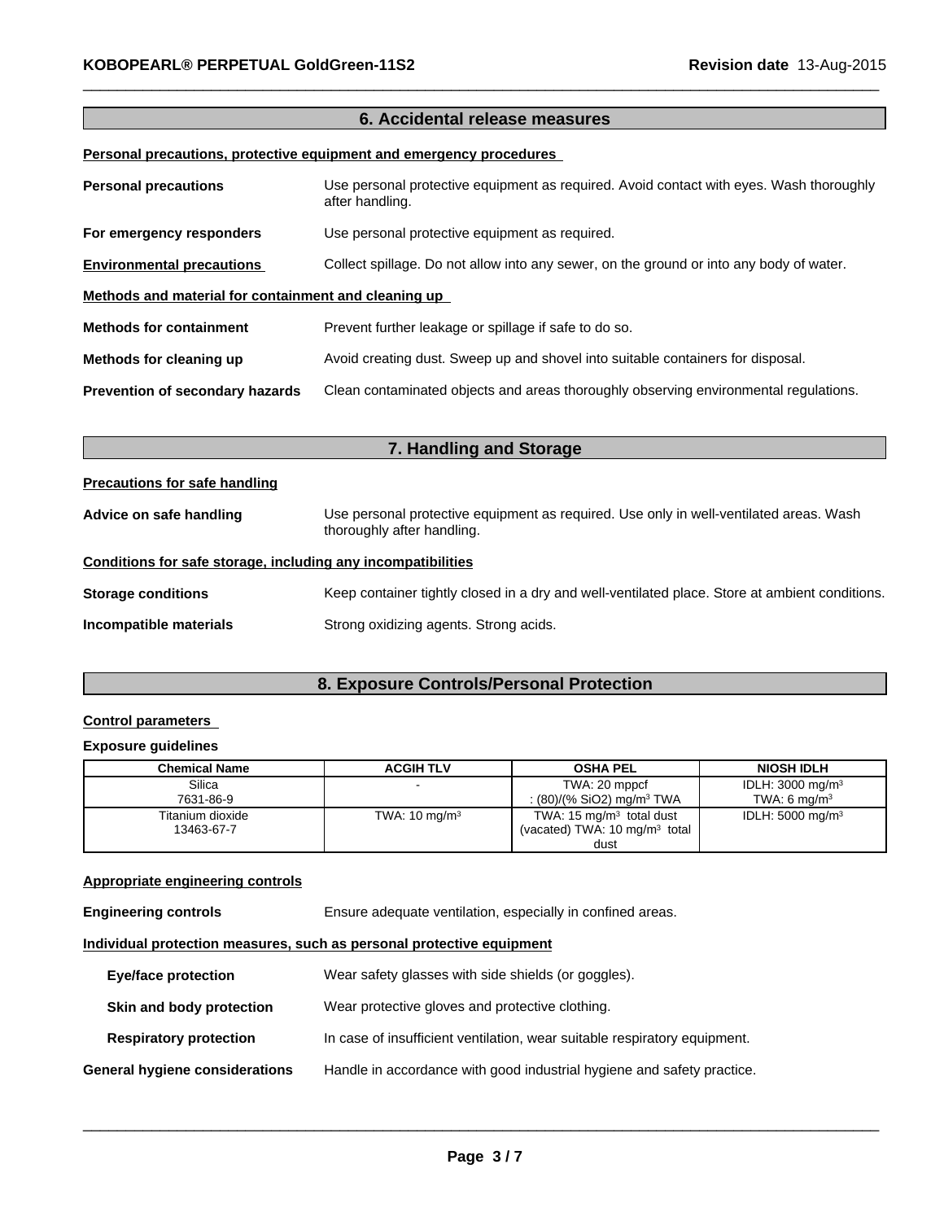## 6. Accidental release measures

**Personal precautions, protective equipment and emergency procedures**

**Personal precautions** Use personal protective equipment as required. Avoid contact with eyes. Wash thoroughly after handling.

**For emergency responders** Use personal protective equipment as required.

**Environmental precautions** Collect spillage. Do not allow into any sewer, on the ground or into any body of water.

**Methods and material for containment and cleaning up**

**Methods for containment** Prevent further leakage or spillage if safe to do so.

**Methods for cleaning up** Avoid creating dust. Sweep up and shovel into suitable containers for disposal.

**Prevention of secondary hazards** Clean contaminated objects and areas thoroughly observing environmental regulations.

## 7. Handling and Storage

**Precautions for safe handling**

**Advice on safe handling** Use personal protective equipment as required. Use only in well-ventilated areas. Wash thoroughly after handling.

**Conditions for safe storage, including any incompatibilities**

**Storage conditions** Keep container tightly closed in a dry and well-ventilated place. Store at ambient conditions.

**Incompatible materials** Strong oxidizing agents. Strong acids.

## 8. Exposure Controls/Personal Protection

**Control parameters**

**Exposure guidelines**

| Chemical Name | ACGIH TLV | OSHA PEL | NIOSH IDLH |
|---|---|---|---|
| Silica 7631-86-9 | - | TWA: 20 mppcf : (80)/(% SiO2) mg/m$^3$ TWA | IDLH: 3000 mg/m$^3$ TWA: 6 mg/m$^3$ |
| Titanium dioxide 13463-67-7 | TWA: 10 mg/m$^3$ | TWA: 15 mg/m$^3$ total dust (vacated) TWA: 10 mg/m$^3$ total dust | IDLH: 5000 mg/m$^3$ |

**Appropriate engineering controls**

**Engineering controls** Ensure adequate ventilation, especially in confined areas.

**Individual protection measures, such as personal protective equipment**

**Eye/face protection** Wear safety glasses with side shields (or goggles).

**Skin and body protection** Wear protective gloves and protective clothing.

**Respiratory protection** In case of insufficient ventilation, wear suitable respiratory equipment.

**General hygiene considerations** Handle in accordance with good industrial hygiene and safety practice.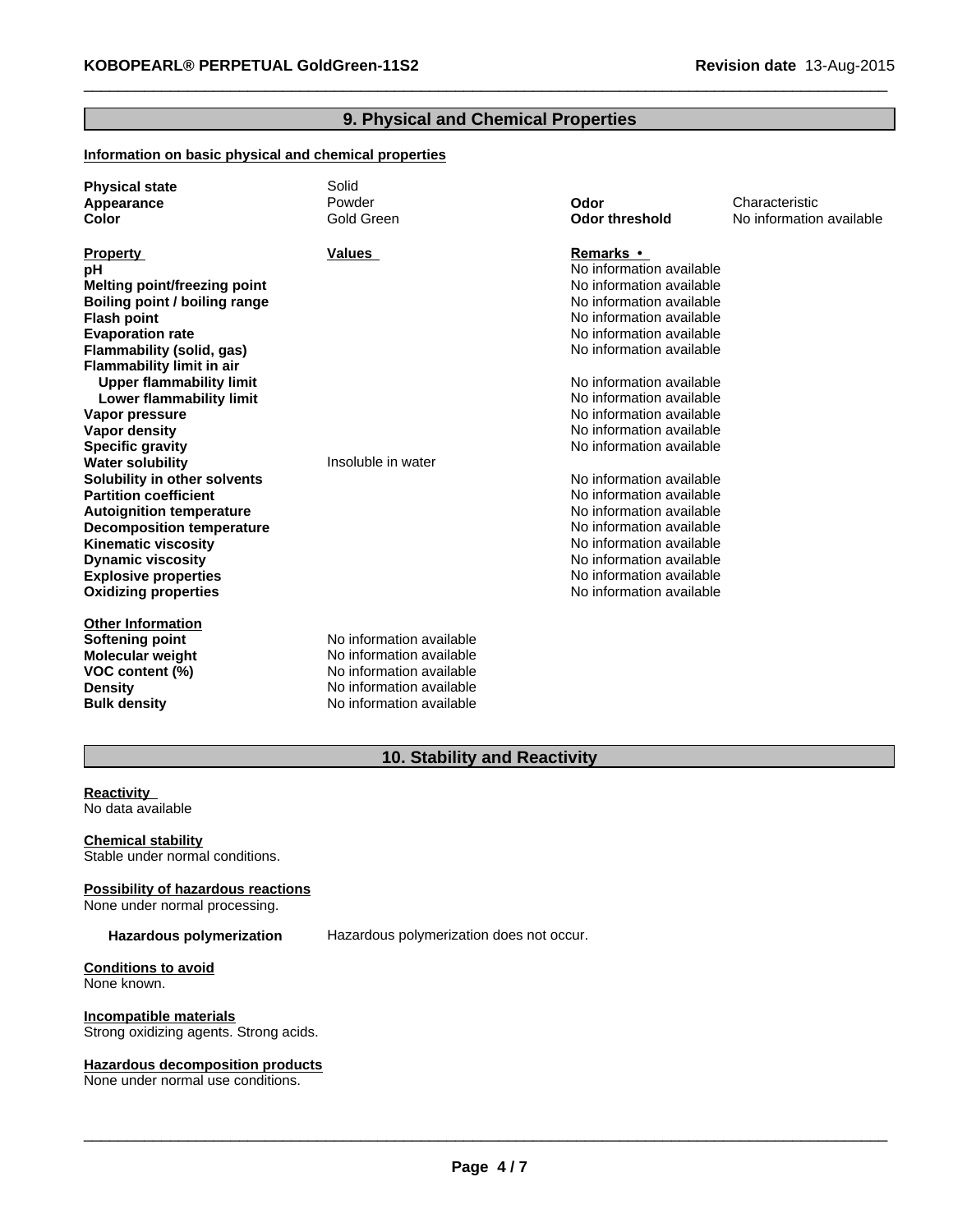## 9. Physical and Chemical Properties

**Information on basic physical and chemical properties**

| | | | |
|---|---|---|---|
| **Physical state** | Solid | | |
| **Appearance** | Powder | **Odor** | Characteristic |
| **Color** | Gold Green | **Odor threshold** | No information available |

| **Property** | **Values** | **Remarks •** |
|---|---|---|
| **pH** | | No information available |
| **Melting point/freezing point** | | No information available |
| **Boiling point / boiling range** | | No information available |
| **Flash point** | | No information available |
| **Evaporation rate** | | No information available |
| **Flammability (solid, gas)** | | No information available |
| **Flammability limit in air** | | |
| **Upper flammability limit** | | No information available |
| **Lower flammability limit** | | No information available |
| **Vapor pressure** | | No information available |
| **Vapor density** | | No information available |
| **Specific gravity** | | No information available |
| **Water solubility** | Insoluble in water | |
| **Solubility in other solvents** | | No information available |
| **Partition coefficient** | | No information available |
| **Autoignition temperature** | | No information available |
| **Decomposition temperature** | | No information available |
| **Kinematic viscosity** | | No information available |
| **Dynamic viscosity** | | No information available |
| **Explosive properties** | | No information available |
| **Oxidizing properties** | | No information available |

**Other Information**

| | |
|---|---|
| **Softening point** | No information available |
| **Molecular weight** | No information available |
| **VOC content (%)** | No information available |
| **Density** | No information available |
| **Bulk density** | No information available |

## 10. Stability and Reactivity

**Reactivity**
No data available

**Chemical stability**
Stable under normal conditions.

**Possibility of hazardous reactions**
None under normal processing.

**Hazardous polymerization** Hazardous polymerization does not occur.

**Conditions to avoid**
None known.

**Incompatible materials**
Strong oxidizing agents. Strong acids.

**Hazardous decomposition products**
None under normal use conditions.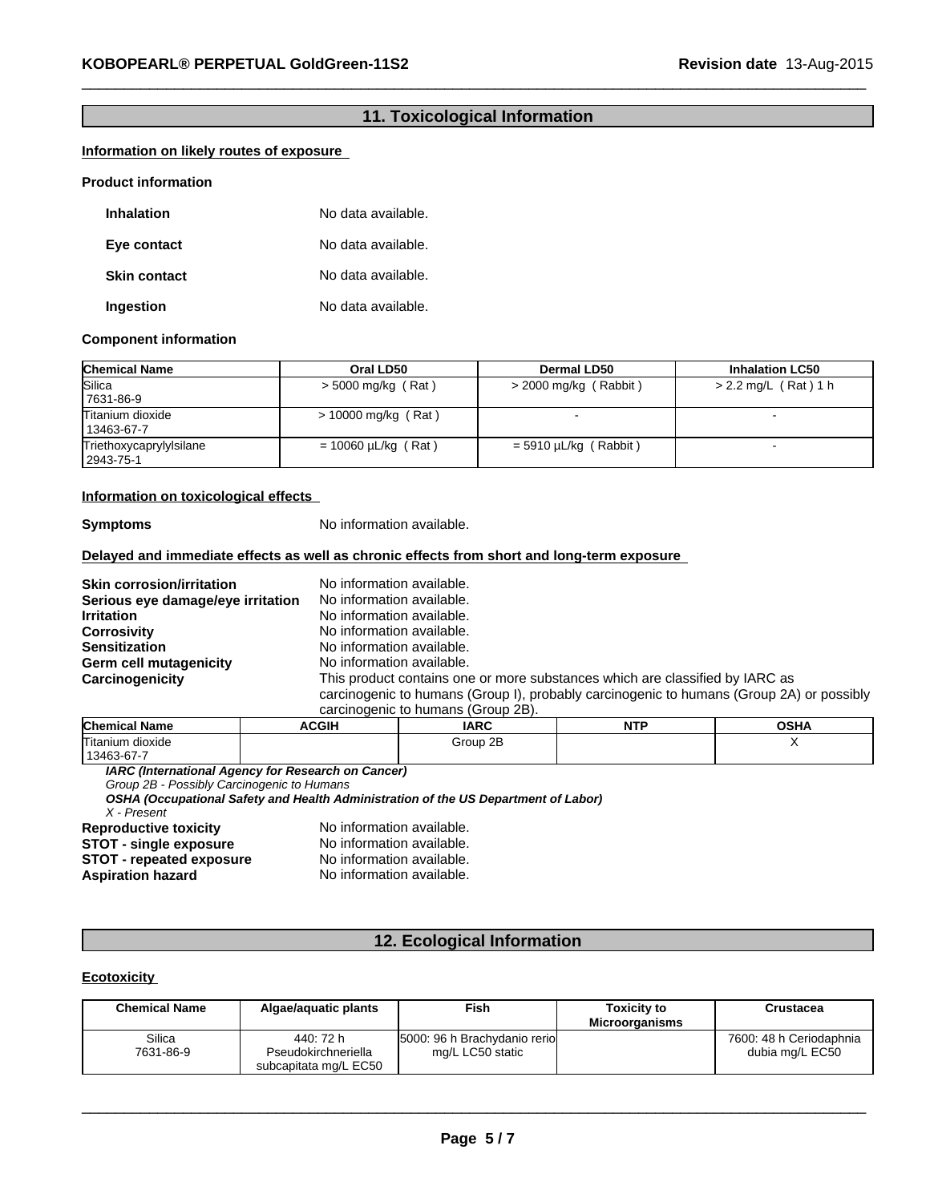## 11. Toxicological Information

**Information on likely routes of exposure**

**Product information**

**Inhalation** No data available.

**Eye contact** No data available.

**Skin contact** No data available.

**Ingestion** No data available.

**Component information**

| Chemical Name | Oral LD50 | Dermal LD50 | Inhalation LC50 |
|---|---|---|---|
| Silica<br>7631-86-9 | > 5000 mg/kg ( Rat ) | > 2000 mg/kg ( Rabbit ) | > 2.2 mg/L ( Rat ) 1 h |
| Titanium dioxide<br>13463-67-7 | > 10000 mg/kg ( Rat ) | - | - |
| Triethoxycaprylylsilane<br>2943-75-1 | = 10060 µL/kg ( Rat ) | = 5910 µL/kg ( Rabbit ) | - |

**Information on toxicological effects**

**Symptoms** No information available.

**Delayed and immediate effects as well as chronic effects from short and long-term exposure**

**Skin corrosion/irritation** No information available.
**Serious eye damage/eye irritation** No information available.
**Irritation** No information available.
**Corrosivity** No information available.
**Sensitization** No information available.
**Germ cell mutagenicity** No information available.
**Carcinogenicity** This product contains one or more substances which are classified by IARC as carcinogenic to humans (Group I), probably carcinogenic to humans (Group 2A) or possibly carcinogenic to humans (Group 2B).

| Chemical Name | ACGIH | IARC | NTP | OSHA |
|---|---|---|---|---|
| Titanium dioxide<br>13463-67-7 | | Group 2B | | X |

***IARC (International Agency for Research on Cancer)***
*Group 2B - Possibly Carcinogenic to Humans*
***OSHA (Occupational Safety and Health Administration of the US Department of Labor)***
*X - Present*

**Reproductive toxicity** No information available.
**STOT - single exposure** No information available.
**STOT - repeated exposure** No information available.
**Aspiration hazard** No information available.

## 12. Ecological Information

**Ecotoxicity**

| Chemical Name | Algae/aquatic plants | Fish | Toxicity to Microorganisms | Crustacea |
|---|---|---|---|---|
| Silica<br>7631-86-9 | 440: 72 h Pseudokirchneriella subcapitata mg/L EC50 | 5000: 96 h Brachydanio rerio mg/L LC50 static | | 7600: 48 h Ceriodaphnia dubia mg/L EC50 |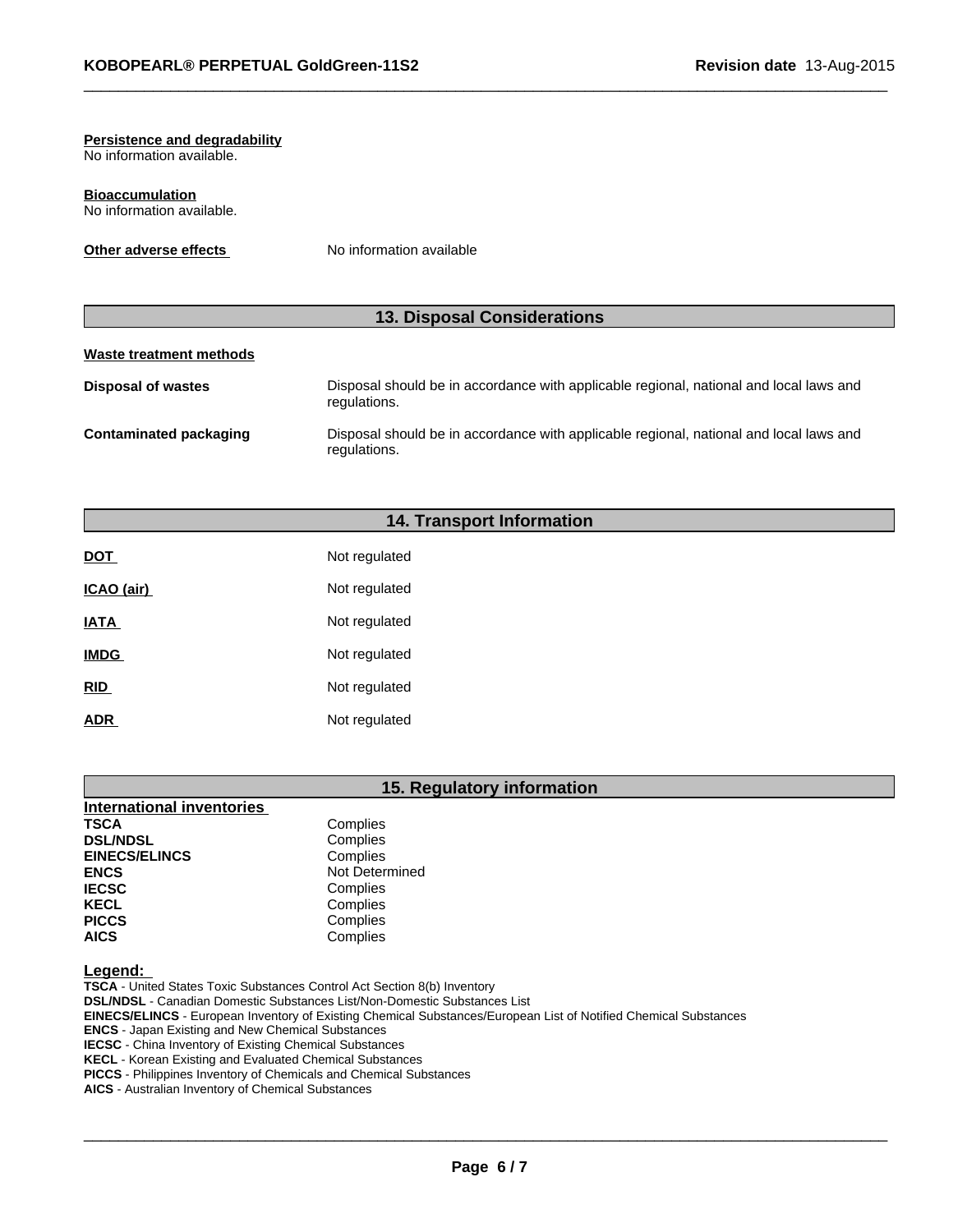**Persistence and degradability**
No information available.

**Bioaccumulation**
No information available.

**Other adverse effects** No information available

## 13. Disposal Considerations

**Waste treatment methods**

| | |
|---|---|
| **Disposal of wastes** | Disposal should be in accordance with applicable regional, national and local laws and regulations. |
| **Contaminated packaging** | Disposal should be in accordance with applicable regional, national and local laws and regulations. |

## 14. Transport Information

| | |
|---|---|
| **DOT** | Not regulated |
| **ICAO (air)** | Not regulated |
| **IATA** | Not regulated |
| **IMDG** | Not regulated |
| **RID** | Not regulated |
| **ADR** | Not regulated |

## 15. Regulatory information

**International inventories**

| | |
|---|---|
| **TSCA** | Complies |
| **DSL/NDSL** | Complies |
| **EINECS/ELINCS** | Complies |
| **ENCS** | Not Determined |
| **IECSC** | Complies |
| **KECL** | Complies |
| **PICCS** | Complies |
| **AICS** | Complies |

**Legend:**
**TSCA** - United States Toxic Substances Control Act Section 8(b) Inventory
**DSL/NDSL** - Canadian Domestic Substances List/Non-Domestic Substances List
**EINECS/ELINCS** - European Inventory of Existing Chemical Substances/European List of Notified Chemical Substances
**ENCS** - Japan Existing and New Chemical Substances
**IECSC** - China Inventory of Existing Chemical Substances
**KECL** - Korean Existing and Evaluated Chemical Substances
**PICCS** - Philippines Inventory of Chemicals and Chemical Substances
**AICS** - Australian Inventory of Chemical Substances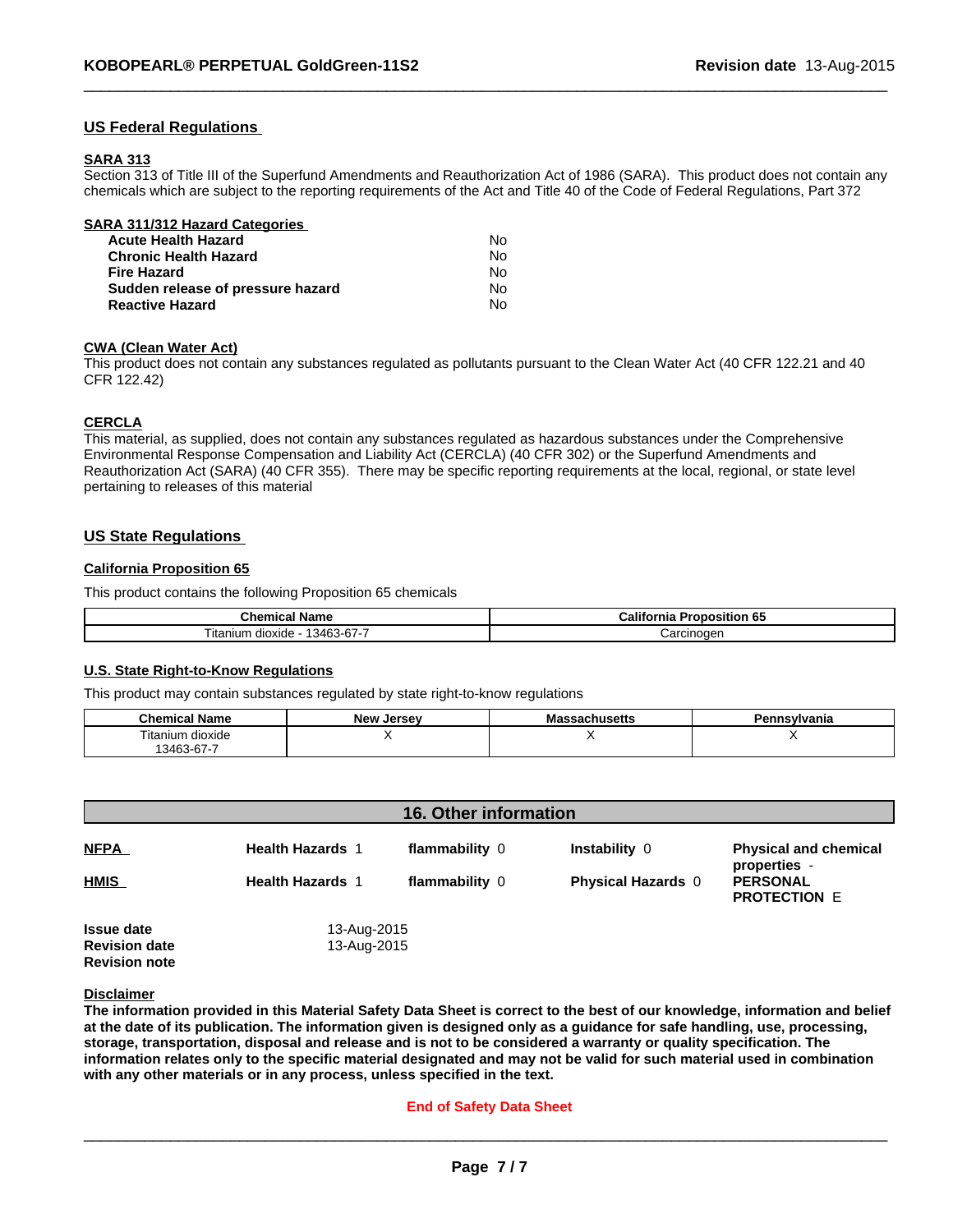## US Federal Regulations

### SARA 313

Section 313 of Title III of the Superfund Amendments and Reauthorization Act of 1986 (SARA). This product does not contain any chemicals which are subject to the reporting requirements of the Act and Title 40 of the Code of Federal Regulations, Part 372

### SARA 311/312 Hazard Categories

| | |
|---|---|
| **Acute Health Hazard** | No |
| **Chronic Health Hazard** | No |
| **Fire Hazard** | No |
| **Sudden release of pressure hazard** | No |
| **Reactive Hazard** | No |

### CWA (Clean Water Act)

This product does not contain any substances regulated as pollutants pursuant to the Clean Water Act (40 CFR 122.21 and 40 CFR 122.42)

### CERCLA

This material, as supplied, does not contain any substances regulated as hazardous substances under the Comprehensive Environmental Response Compensation and Liability Act (CERCLA) (40 CFR 302) or the Superfund Amendments and Reauthorization Act (SARA) (40 CFR 355). There may be specific reporting requirements at the local, regional, or state level pertaining to releases of this material

## US State Regulations

### California Proposition 65

This product contains the following Proposition 65 chemicals

| Chemical Name | California Proposition 65 |
|---|---|
| Titanium dioxide - 13463-67-7 | Carcinogen |

### U.S. State Right-to-Know Regulations

This product may contain substances regulated by state right-to-know regulations

| Chemical Name | New Jersey | Massachusetts | Pennsylvania |
|---|---|---|---|
| Titanium dioxide 13463-67-7 | X | X | X |

## 16. Other information

| | | | | |
|---|---|---|---|---|
| **NFPA** | **Health Hazards** 1 | **flammability** 0 | **Instability** 0 | **Physical and chemical properties** - |
| **HMIS** | **Health Hazards** 1 | **flammability** 0 | **Physical Hazards** 0 | **PERSONAL PROTECTION** E |

**Issue date** 13-Aug-2015
**Revision date** 13-Aug-2015
**Revision note**

### Disclaimer

**The information provided in this Material Safety Data Sheet is correct to the best of our knowledge, information and belief at the date of its publication. The information given is designed only as a guidance for safe handling, use, processing, storage, transportation, disposal and release and is not to be considered a warranty or quality specification. The information relates only to the specific material designated and may not be valid for such material used in combination with any other materials or in any process, unless specified in the text.**

**End of Safety Data Sheet**